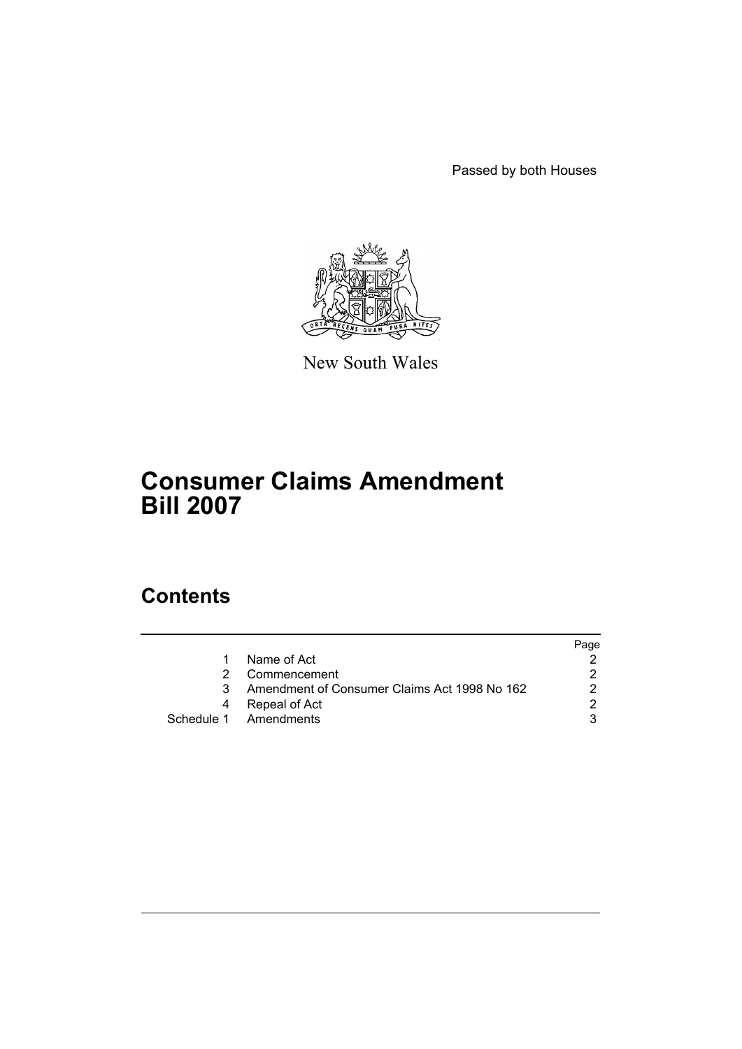Passed by both Houses

New South Wales

# Consumer Claims Amendment Bill 2007

## Contents

| | | Page |
|---|---|---|
| 1 | Name of Act | 2 |
| 2 | Commencement | 2 |
| 3 | Amendment of Consumer Claims Act 1998 No 162 | 2 |
| 4 | Repeal of Act | 2 |
| Schedule 1 | Amendments | 3 |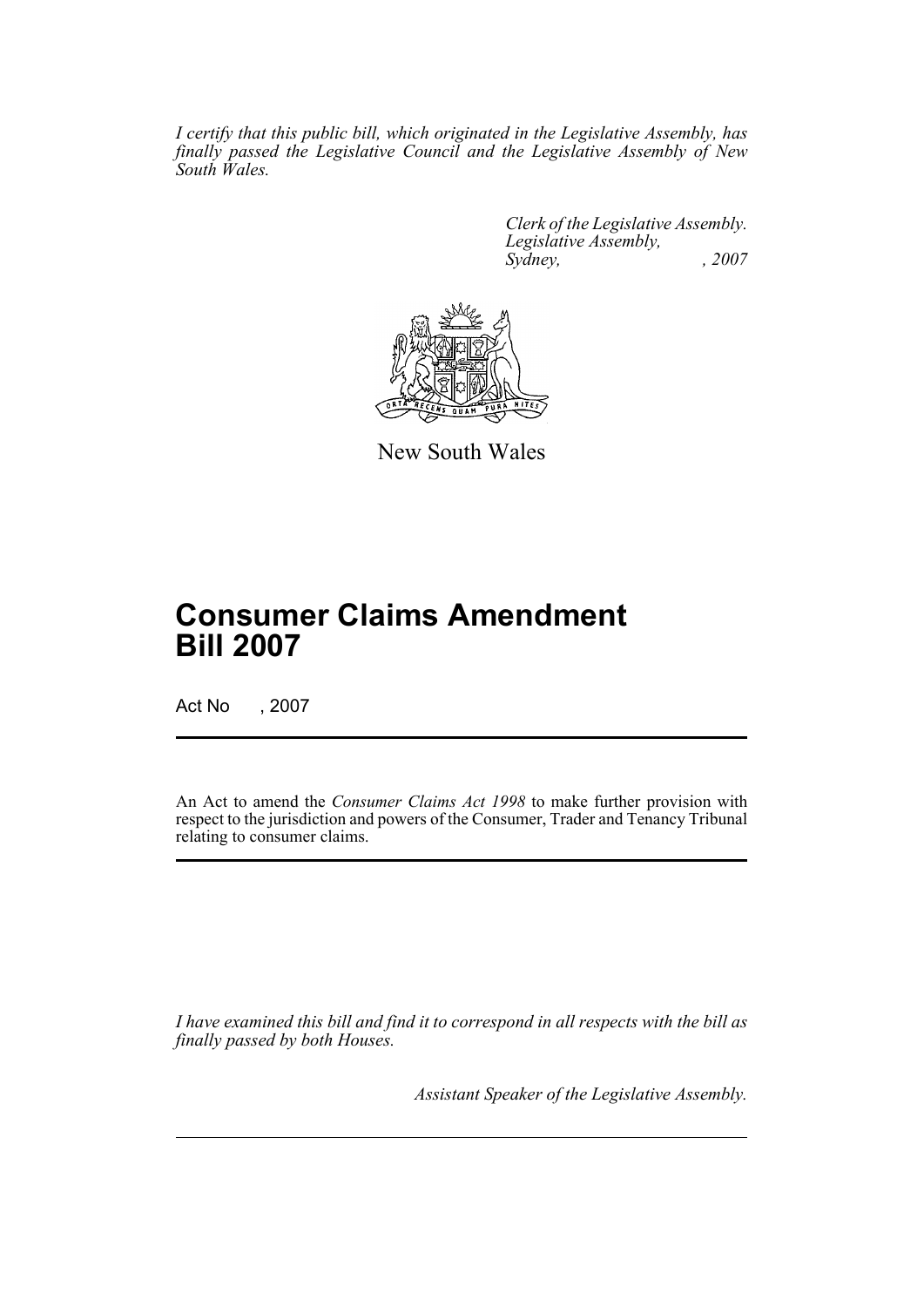*I certify that this public bill, which originated in the Legislative Assembly, has finally passed the Legislative Council and the Legislative Assembly of New South Wales.*

*Clerk of the Legislative Assembly.*
*Legislative Assembly,*
*Sydney, , 2007*

New South Wales

# Consumer Claims Amendment Bill 2007

Act No , 2007

An Act to amend the *Consumer Claims Act 1998* to make further provision with respect to the jurisdiction and powers of the Consumer, Trader and Tenancy Tribunal relating to consumer claims.

*I have examined this bill and find it to correspond in all respects with the bill as finally passed by both Houses.*

*Assistant Speaker of the Legislative Assembly.*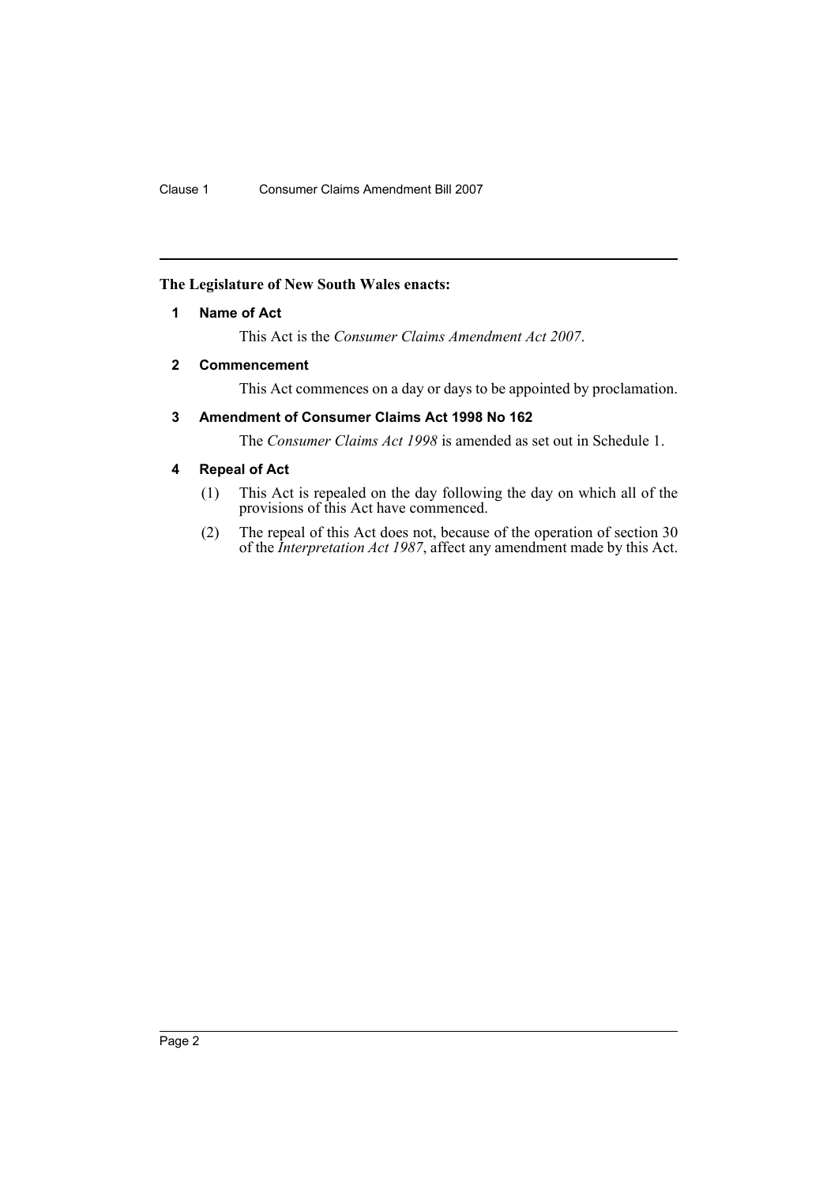**The Legislature of New South Wales enacts:**

## 1 Name of Act

This Act is the *Consumer Claims Amendment Act 2007*.

## 2 Commencement

This Act commences on a day or days to be appointed by proclamation.

## 3 Amendment of Consumer Claims Act 1998 No 162

The *Consumer Claims Act 1998* is amended as set out in Schedule 1.

## 4 Repeal of Act

(1) This Act is repealed on the day following the day on which all of the provisions of this Act have commenced.

(2) The repeal of this Act does not, because of the operation of section 30 of the *Interpretation Act 1987*, affect any amendment made by this Act.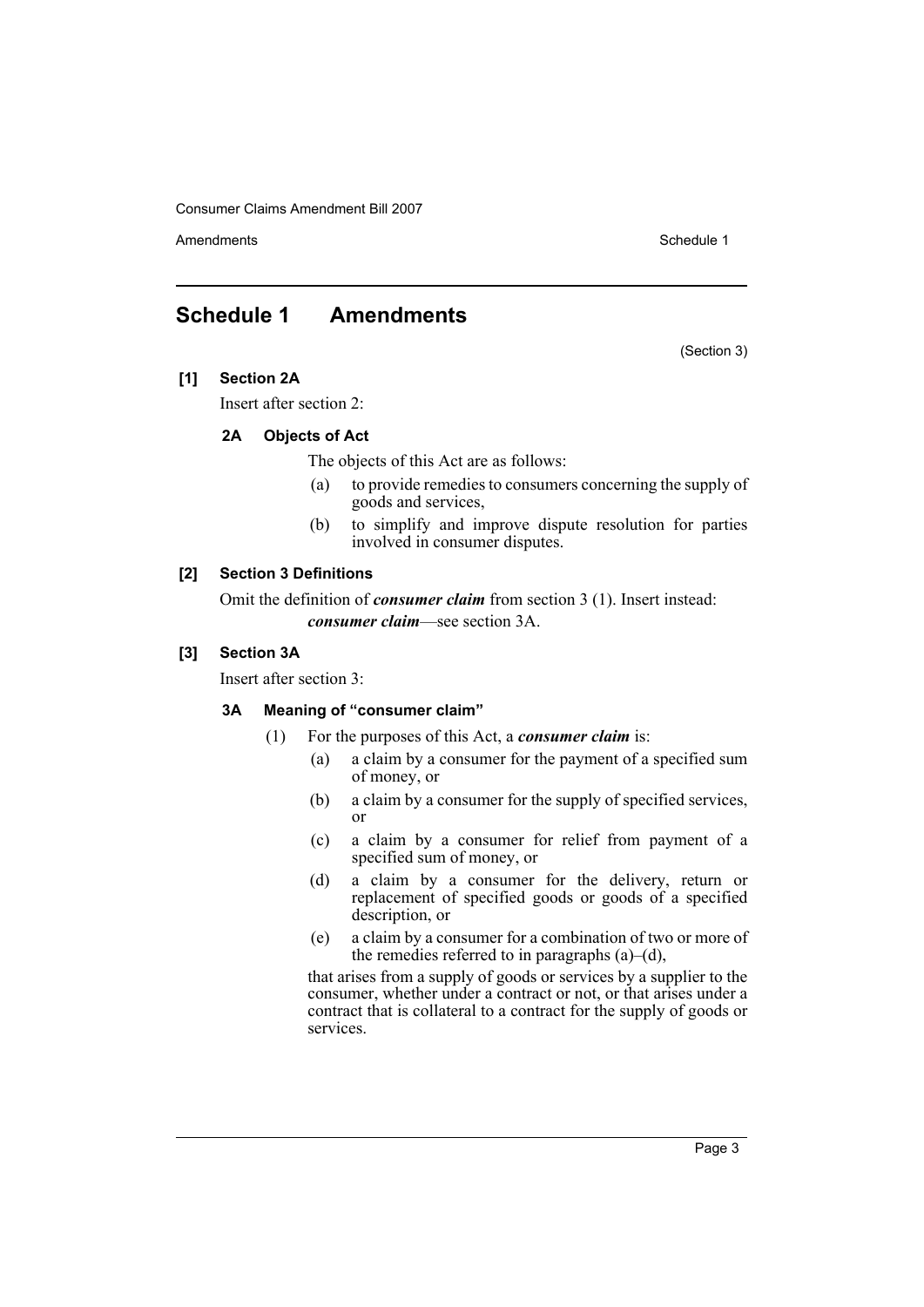# Schedule 1 Amendments

(Section 3)

**[1] Section 2A**

Insert after section 2:

**2A Objects of Act**

The objects of this Act are as follows:

(a) to provide remedies to consumers concerning the supply of goods and services,

(b) to simplify and improve dispute resolution for parties involved in consumer disputes.

**[2] Section 3 Definitions**

Omit the definition of ***consumer claim*** from section 3 (1). Insert instead:

***consumer claim***—see section 3A.

**[3] Section 3A**

Insert after section 3:

**3A Meaning of "consumer claim"**

(1) For the purposes of this Act, a ***consumer claim*** is:

(a) a claim by a consumer for the payment of a specified sum of money, or

(b) a claim by a consumer for the supply of specified services, or

(c) a claim by a consumer for relief from payment of a specified sum of money, or

(d) a claim by a consumer for the delivery, return or replacement of specified goods or goods of a specified description, or

(e) a claim by a consumer for a combination of two or more of the remedies referred to in paragraphs (a)–(d),

that arises from a supply of goods or services by a supplier to the consumer, whether under a contract or not, or that arises under a contract that is collateral to a contract for the supply of goods or services.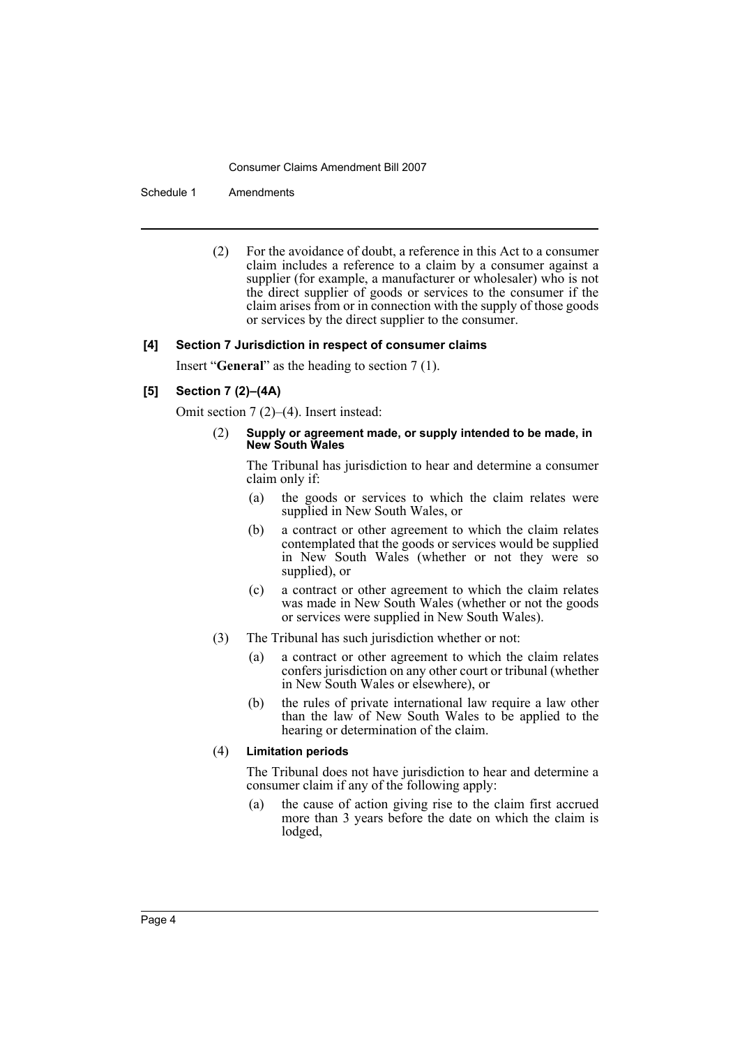(2) For the avoidance of doubt, a reference in this Act to a consumer claim includes a reference to a claim by a consumer against a supplier (for example, a manufacturer or wholesaler) who is not the direct supplier of goods or services to the consumer if the claim arises from or in connection with the supply of those goods or services by the direct supplier to the consumer.

**[4] Section 7 Jurisdiction in respect of consumer claims**

Insert "**General**" as the heading to section 7 (1).

**[5] Section 7 (2)–(4A)**

Omit section 7 (2)–(4). Insert instead:

(2) **Supply or agreement made, or supply intended to be made, in New South Wales**

The Tribunal has jurisdiction to hear and determine a consumer claim only if:

(a) the goods or services to which the claim relates were supplied in New South Wales, or

(b) a contract or other agreement to which the claim relates contemplated that the goods or services would be supplied in New South Wales (whether or not they were so supplied), or

(c) a contract or other agreement to which the claim relates was made in New South Wales (whether or not the goods or services were supplied in New South Wales).

(3) The Tribunal has such jurisdiction whether or not:

(a) a contract or other agreement to which the claim relates confers jurisdiction on any other court or tribunal (whether in New South Wales or elsewhere), or

(b) the rules of private international law require a law other than the law of New South Wales to be applied to the hearing or determination of the claim.

(4) **Limitation periods**

The Tribunal does not have jurisdiction to hear and determine a consumer claim if any of the following apply:

(a) the cause of action giving rise to the claim first accrued more than 3 years before the date on which the claim is lodged,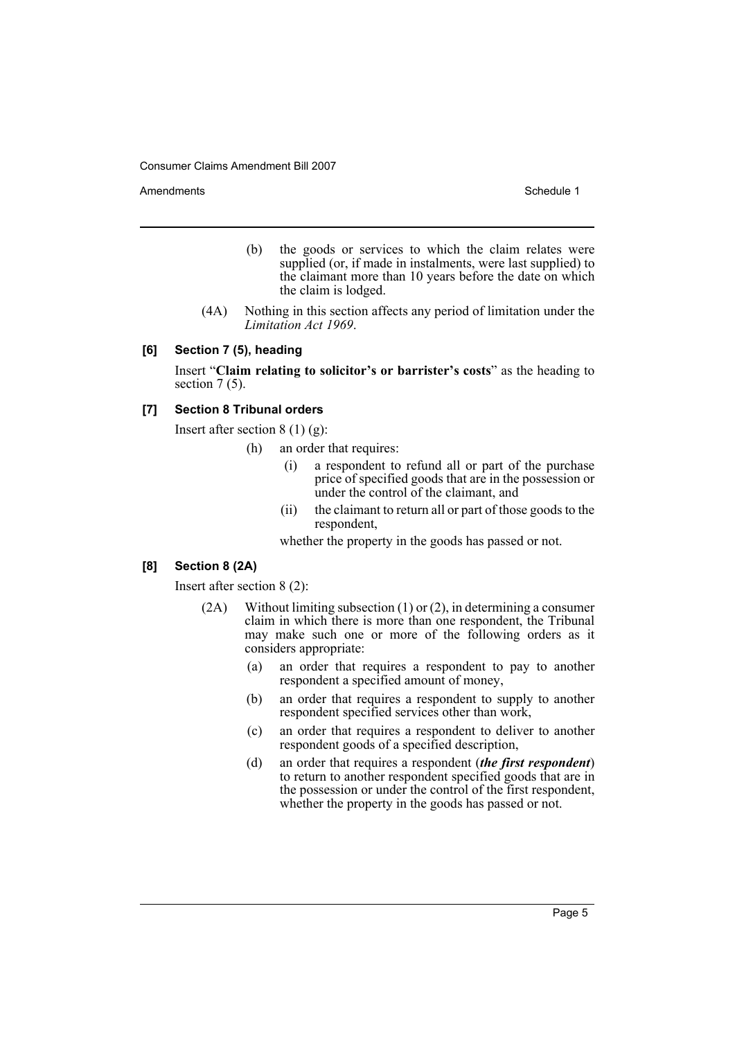(b) the goods or services to which the claim relates were supplied (or, if made in instalments, were last supplied) to the claimant more than 10 years before the date on which the claim is lodged.

(4A) Nothing in this section affects any period of limitation under the *Limitation Act 1969*.

### [6] Section 7 (5), heading

Insert "**Claim relating to solicitor's or barrister's costs**" as the heading to section 7 (5).

### [7] Section 8 Tribunal orders

Insert after section 8 (1) (g):

(h) an order that requires:

(i) a respondent to refund all or part of the purchase price of specified goods that are in the possession or under the control of the claimant, and

(ii) the claimant to return all or part of those goods to the respondent,

whether the property in the goods has passed or not.

### [8] Section 8 (2A)

Insert after section 8 (2):

(2A) Without limiting subsection (1) or (2), in determining a consumer claim in which there is more than one respondent, the Tribunal may make such one or more of the following orders as it considers appropriate:

(a) an order that requires a respondent to pay to another respondent a specified amount of money,

(b) an order that requires a respondent to supply to another respondent specified services other than work,

(c) an order that requires a respondent to deliver to another respondent goods of a specified description,

(d) an order that requires a respondent (***the first respondent***) to return to another respondent specified goods that are in the possession or under the control of the first respondent, whether the property in the goods has passed or not.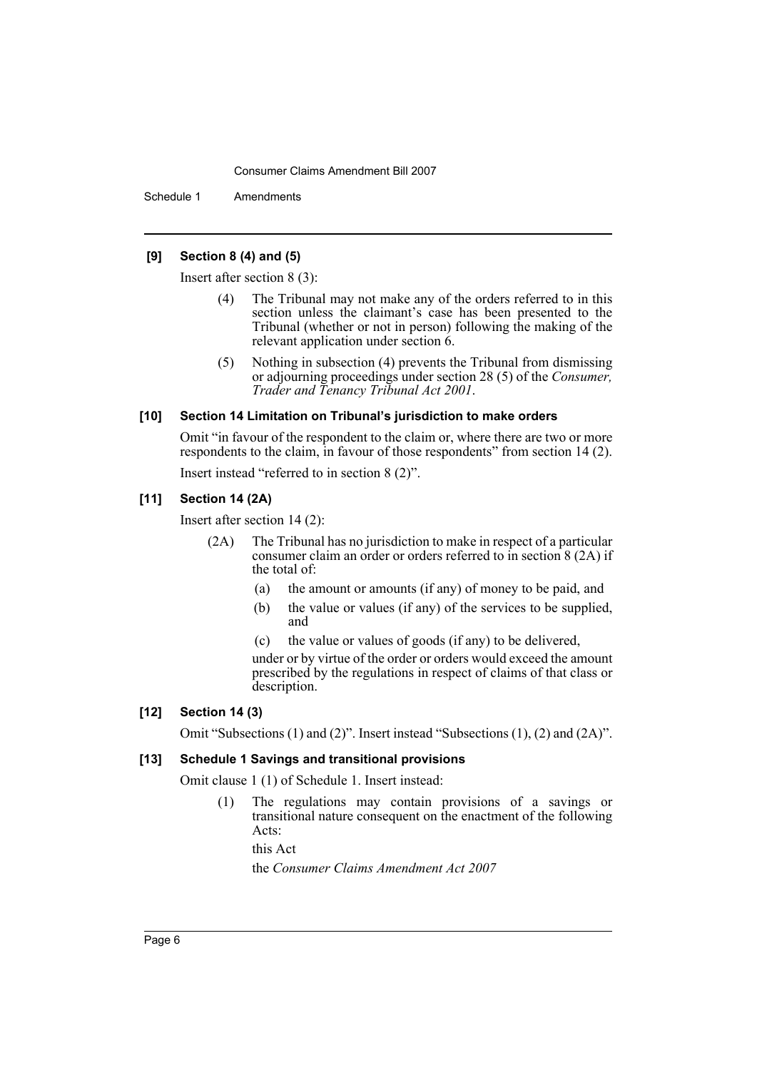### [9] Section 8 (4) and (5)

Insert after section 8 (3):

(4) The Tribunal may not make any of the orders referred to in this section unless the claimant's case has been presented to the Tribunal (whether or not in person) following the making of the relevant application under section 6.

(5) Nothing in subsection (4) prevents the Tribunal from dismissing or adjourning proceedings under section 28 (5) of the *Consumer, Trader and Tenancy Tribunal Act 2001*.

### [10] Section 14 Limitation on Tribunal's jurisdiction to make orders

Omit "in favour of the respondent to the claim or, where there are two or more respondents to the claim, in favour of those respondents" from section 14 (2).

Insert instead "referred to in section 8 (2)".

### [11] Section 14 (2A)

Insert after section 14 (2):

(2A) The Tribunal has no jurisdiction to make in respect of a particular consumer claim an order or orders referred to in section 8 (2A) if the total of:

- (a) the amount or amounts (if any) of money to be paid, and
- (b) the value or values (if any) of the services to be supplied, and
- (c) the value or values of goods (if any) to be delivered,

under or by virtue of the order or orders would exceed the amount prescribed by the regulations in respect of claims of that class or description.

### [12] Section 14 (3)

Omit "Subsections (1) and (2)". Insert instead "Subsections (1), (2) and (2A)".

### [13] Schedule 1 Savings and transitional provisions

Omit clause 1 (1) of Schedule 1. Insert instead:

(1) The regulations may contain provisions of a savings or transitional nature consequent on the enactment of the following Acts:

this Act

the *Consumer Claims Amendment Act 2007*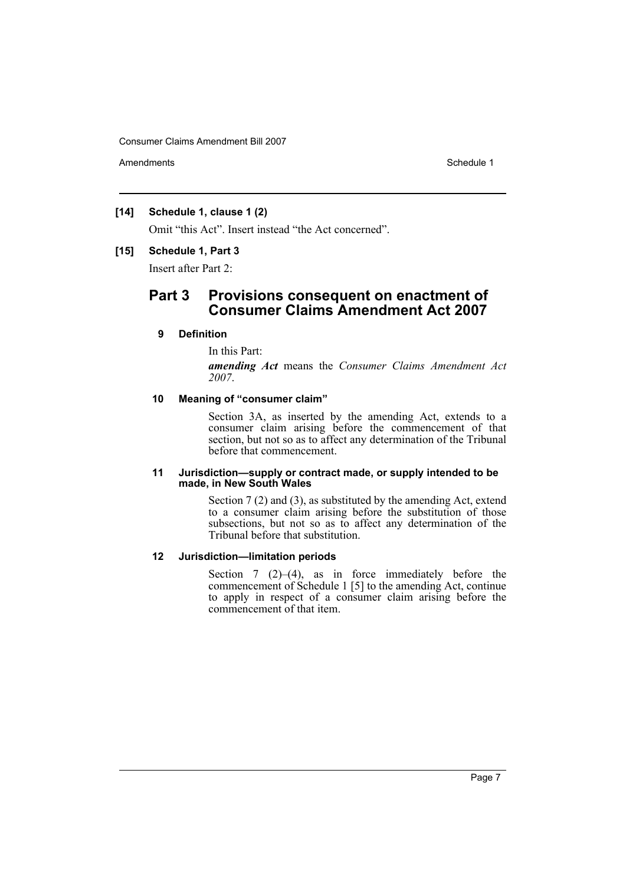**[14] Schedule 1, clause 1 (2)**

Omit “this Act”. Insert instead “the Act concerned”.

**[15] Schedule 1, Part 3**

Insert after Part 2:

## Part 3 Provisions consequent on enactment of Consumer Claims Amendment Act 2007

### 9 Definition

In this Part:

***amending Act*** means the *Consumer Claims Amendment Act 2007*.

### 10 Meaning of “consumer claim”

Section 3A, as inserted by the amending Act, extends to a consumer claim arising before the commencement of that section, but not so as to affect any determination of the Tribunal before that commencement.

### 11 Jurisdiction—supply or contract made, or supply intended to be made, in New South Wales

Section 7 (2) and (3), as substituted by the amending Act, extend to a consumer claim arising before the substitution of those subsections, but not so as to affect any determination of the Tribunal before that substitution.

### 12 Jurisdiction—limitation periods

Section 7 (2)–(4), as in force immediately before the commencement of Schedule 1 [5] to the amending Act, continue to apply in respect of a consumer claim arising before the commencement of that item.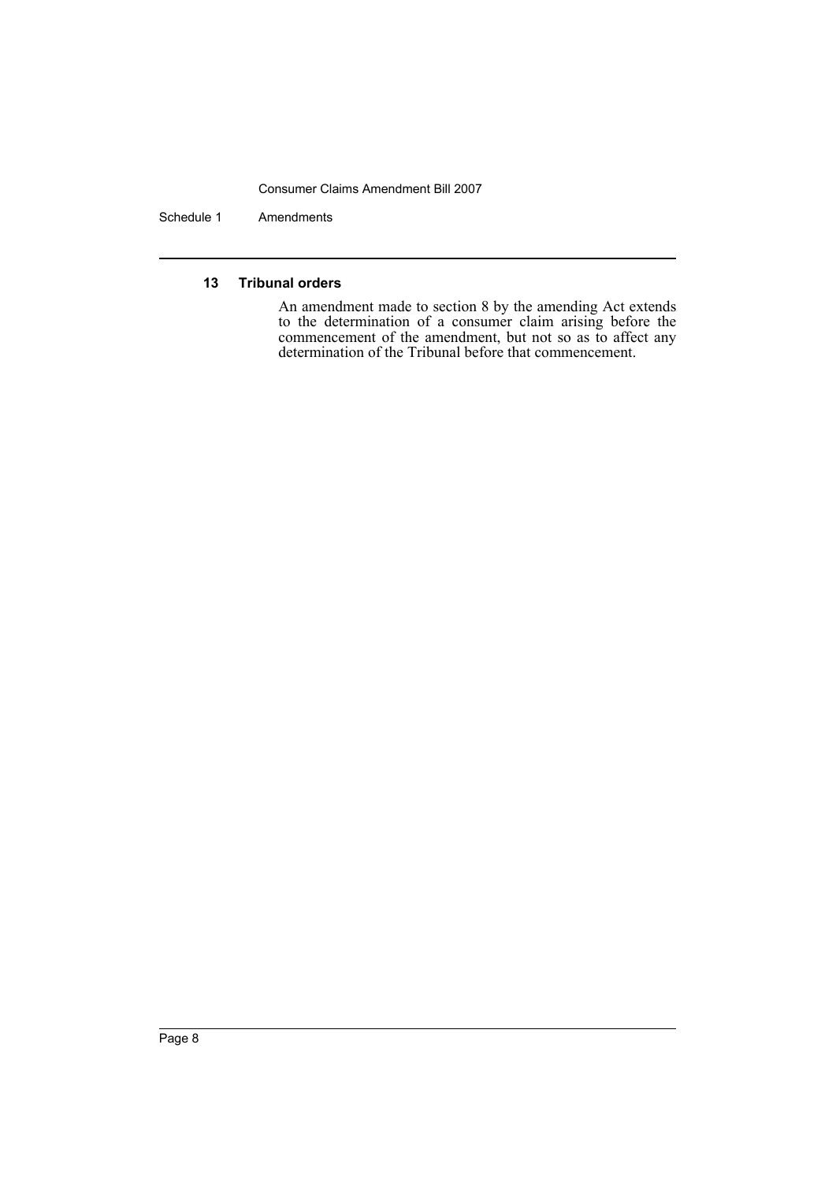### 13 Tribunal orders

An amendment made to section 8 by the amending Act extends to the determination of a consumer claim arising before the commencement of the amendment, but not so as to affect any determination of the Tribunal before that commencement.